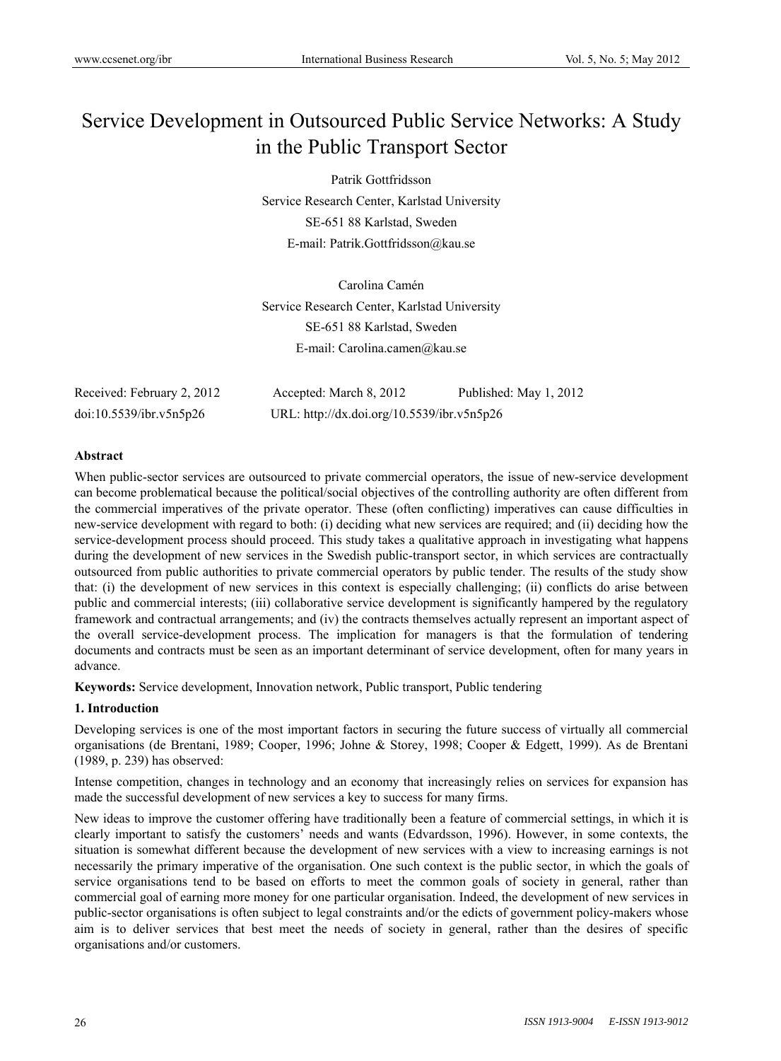# Service Development in Outsourced Public Service Networks: A Study in the Public Transport Sector

Patrik Gottfridsson

Service Research Center, Karlstad University

SE-651 88 Karlstad, Sweden

E-mail: Patrik.Gottfridsson@kau.se

Carolina Camén

Service Research Center, Karlstad University

SE-651 88 Karlstad, Sweden

E-mail: Carolina.camen@kau.se

Received: February 2, 2012 Accepted: March 8, 2012 Published: May 1, 2012

doi:10.5539/ibr.v5n5p26 URL: http://dx.doi.org/10.5539/ibr.v5n5p26

## Abstract

When public-sector services are outsourced to private commercial operators, the issue of new-service development can become problematical because the political/social objectives of the controlling authority are often different from the commercial imperatives of the private operator. These (often conflicting) imperatives can cause difficulties in new-service development with regard to both: (i) deciding what new services are required; and (ii) deciding how the service-development process should proceed. This study takes a qualitative approach in investigating what happens during the development of new services in the Swedish public-transport sector, in which services are contractually outsourced from public authorities to private commercial operators by public tender. The results of the study show that: (i) the development of new services in this context is especially challenging; (ii) conflicts do arise between public and commercial interests; (iii) collaborative service development is significantly hampered by the regulatory framework and contractual arrangements; and (iv) the contracts themselves actually represent an important aspect of the overall service-development process. The implication for managers is that the formulation of tendering documents and contracts must be seen as an important determinant of service development, often for many years in advance.

**Keywords:** Service development, Innovation network, Public transport, Public tendering

## 1. Introduction

Developing services is one of the most important factors in securing the future success of virtually all commercial organisations (de Brentani, 1989; Cooper, 1996; Johne & Storey, 1998; Cooper & Edgett, 1999). As de Brentani (1989, p. 239) has observed:

Intense competition, changes in technology and an economy that increasingly relies on services for expansion has made the successful development of new services a key to success for many firms.

New ideas to improve the customer offering have traditionally been a feature of commercial settings, in which it is clearly important to satisfy the customers' needs and wants (Edvardsson, 1996). However, in some contexts, the situation is somewhat different because the development of new services with a view to increasing earnings is not necessarily the primary imperative of the organisation. One such context is the public sector, in which the goals of service organisations tend to be based on efforts to meet the common goals of society in general, rather than commercial goal of earning more money for one particular organisation. Indeed, the development of new services in public-sector organisations is often subject to legal constraints and/or the edicts of government policy-makers whose aim is to deliver services that best meet the needs of society in general, rather than the desires of specific organisations and/or customers.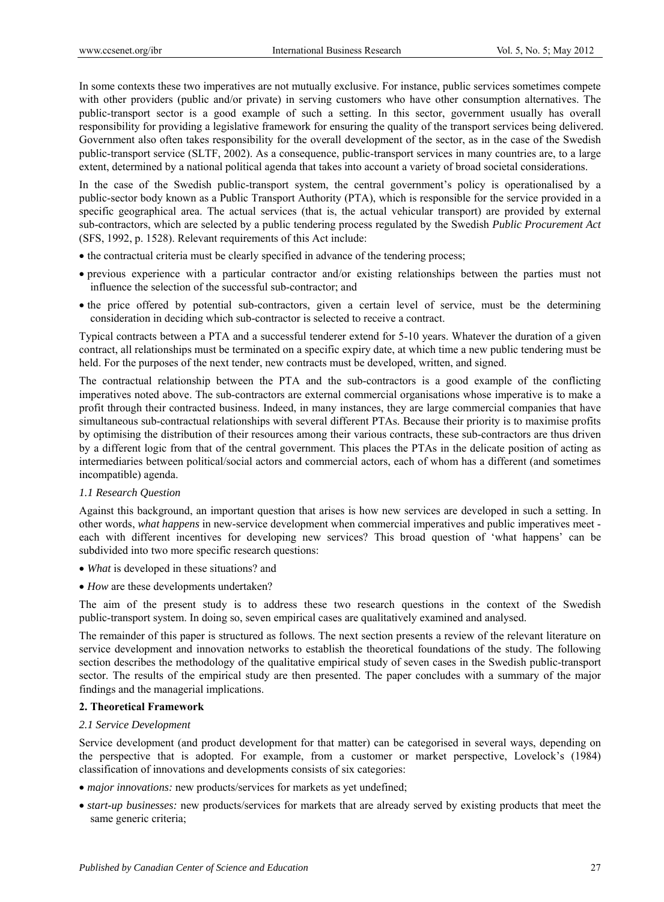In some contexts these two imperatives are not mutually exclusive. For instance, public services sometimes compete with other providers (public and/or private) in serving customers who have other consumption alternatives. The public-transport sector is a good example of such a setting. In this sector, government usually has overall responsibility for providing a legislative framework for ensuring the quality of the transport services being delivered. Government also often takes responsibility for the overall development of the sector, as in the case of the Swedish public-transport service (SLTF, 2002). As a consequence, public-transport services in many countries are, to a large extent, determined by a national political agenda that takes into account a variety of broad societal considerations.

In the case of the Swedish public-transport system, the central government's policy is operationalised by a public-sector body known as a Public Transport Authority (PTA), which is responsible for the service provided in a specific geographical area. The actual services (that is, the actual vehicular transport) are provided by external sub-contractors, which are selected by a public tendering process regulated by the Swedish *Public Procurement Act* (SFS, 1992, p. 1528). Relevant requirements of this Act include:

- the contractual criteria must be clearly specified in advance of the tendering process;
- previous experience with a particular contractor and/or existing relationships between the parties must not influence the selection of the successful sub-contractor; and
- the price offered by potential sub-contractors, given a certain level of service, must be the determining consideration in deciding which sub-contractor is selected to receive a contract.

Typical contracts between a PTA and a successful tenderer extend for 5-10 years. Whatever the duration of a given contract, all relationships must be terminated on a specific expiry date, at which time a new public tendering must be held. For the purposes of the next tender, new contracts must be developed, written, and signed.

The contractual relationship between the PTA and the sub-contractors is a good example of the conflicting imperatives noted above. The sub-contractors are external commercial organisations whose imperative is to make a profit through their contracted business. Indeed, in many instances, they are large commercial companies that have simultaneous sub-contractual relationships with several different PTAs. Because their priority is to maximise profits by optimising the distribution of their resources among their various contracts, these sub-contractors are thus driven by a different logic from that of the central government. This places the PTAs in the delicate position of acting as intermediaries between political/social actors and commercial actors, each of whom has a different (and sometimes incompatible) agenda.

### 1.1 Research Question

Against this background, an important question that arises is how new services are developed in such a setting. In other words, *what happens* in new-service development when commercial imperatives and public imperatives meet - each with different incentives for developing new services? This broad question of 'what happens' can be subdivided into two more specific research questions:

- *What* is developed in these situations? and
- *How* are these developments undertaken?

The aim of the present study is to address these two research questions in the context of the Swedish public-transport system. In doing so, seven empirical cases are qualitatively examined and analysed.

The remainder of this paper is structured as follows. The next section presents a review of the relevant literature on service development and innovation networks to establish the theoretical foundations of the study. The following section describes the methodology of the qualitative empirical study of seven cases in the Swedish public-transport sector. The results of the empirical study are then presented. The paper concludes with a summary of the major findings and the managerial implications.

## 2. Theoretical Framework

### 2.1 Service Development

Service development (and product development for that matter) can be categorised in several ways, depending on the perspective that is adopted. For example, from a customer or market perspective, Lovelock's (1984) classification of innovations and developments consists of six categories:

- *major innovations:* new products/services for markets as yet undefined;
- *start-up businesses:* new products/services for markets that are already served by existing products that meet the same generic criteria;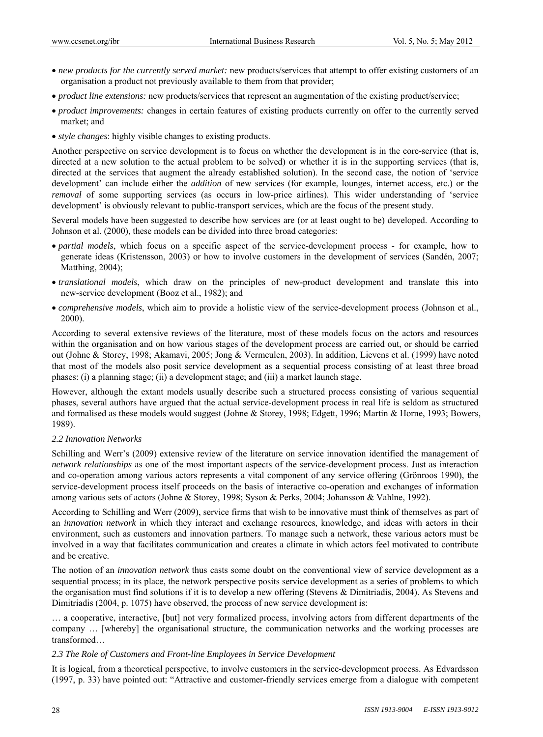- *new products for the currently served market:* new products/services that attempt to offer existing customers of an organisation a product not previously available to them from that provider;
- *product line extensions:* new products/services that represent an augmentation of the existing product/service;
- *product improvements:* changes in certain features of existing products currently on offer to the currently served market; and
- *style changes*: highly visible changes to existing products.

Another perspective on service development is to focus on whether the development is in the core-service (that is, directed at a new solution to the actual problem to be solved) or whether it is in the supporting services (that is, directed at the services that augment the already established solution). In the second case, the notion of 'service development' can include either the *addition* of new services (for example, lounges, internet access, etc.) or the *removal* of some supporting services (as occurs in low-price airlines). This wider understanding of 'service development' is obviously relevant to public-transport services, which are the focus of the present study.

Several models have been suggested to describe how services are (or at least ought to be) developed. According to Johnson et al. (2000), these models can be divided into three broad categories:

- *partial models*, which focus on a specific aspect of the service-development process - for example, how to generate ideas (Kristensson, 2003) or how to involve customers in the development of services (Sandén, 2007; Matthing, 2004);
- *translational models*, which draw on the principles of new-product development and translate this into new-service development (Booz et al., 1982); and
- *comprehensive models*, which aim to provide a holistic view of the service-development process (Johnson et al., 2000).

According to several extensive reviews of the literature, most of these models focus on the actors and resources within the organisation and on how various stages of the development process are carried out, or should be carried out (Johne & Storey, 1998; Akamavi, 2005; Jong & Vermeulen, 2003). In addition, Lievens et al. (1999) have noted that most of the models also posit service development as a sequential process consisting of at least three broad phases: (i) a planning stage; (ii) a development stage; and (iii) a market launch stage.

However, although the extant models usually describe such a structured process consisting of various sequential phases, several authors have argued that the actual service-development process in real life is seldom as structured and formalised as these models would suggest (Johne & Storey, 1998; Edgett, 1996; Martin & Horne, 1993; Bowers, 1989).

### *2.2 Innovation Networks*

Schilling and Werr's (2009) extensive review of the literature on service innovation identified the management of *network relationships* as one of the most important aspects of the service-development process. Just as interaction and co-operation among various actors represents a vital component of any service offering (Grönroos 1990), the service-development process itself proceeds on the basis of interactive co-operation and exchanges of information among various sets of actors (Johne & Storey, 1998; Syson & Perks, 2004; Johansson & Vahlne, 1992).

According to Schilling and Werr (2009), service firms that wish to be innovative must think of themselves as part of an *innovation network* in which they interact and exchange resources, knowledge, and ideas with actors in their environment, such as customers and innovation partners. To manage such a network, these various actors must be involved in a way that facilitates communication and creates a climate in which actors feel motivated to contribute and be creative.

The notion of an *innovation network* thus casts some doubt on the conventional view of service development as a sequential process; in its place, the network perspective posits service development as a series of problems to which the organisation must find solutions if it is to develop a new offering (Stevens & Dimitriadis, 2004). As Stevens and Dimitriadis (2004, p. 1075) have observed, the process of new service development is:

… a cooperative, interactive, [but] not very formalized process, involving actors from different departments of the company … [whereby] the organisational structure, the communication networks and the working processes are transformed…

### *2.3 The Role of Customers and Front-line Employees in Service Development*

It is logical, from a theoretical perspective, to involve customers in the service-development process. As Edvardsson (1997, p. 33) have pointed out: "Attractive and customer-friendly services emerge from a dialogue with competent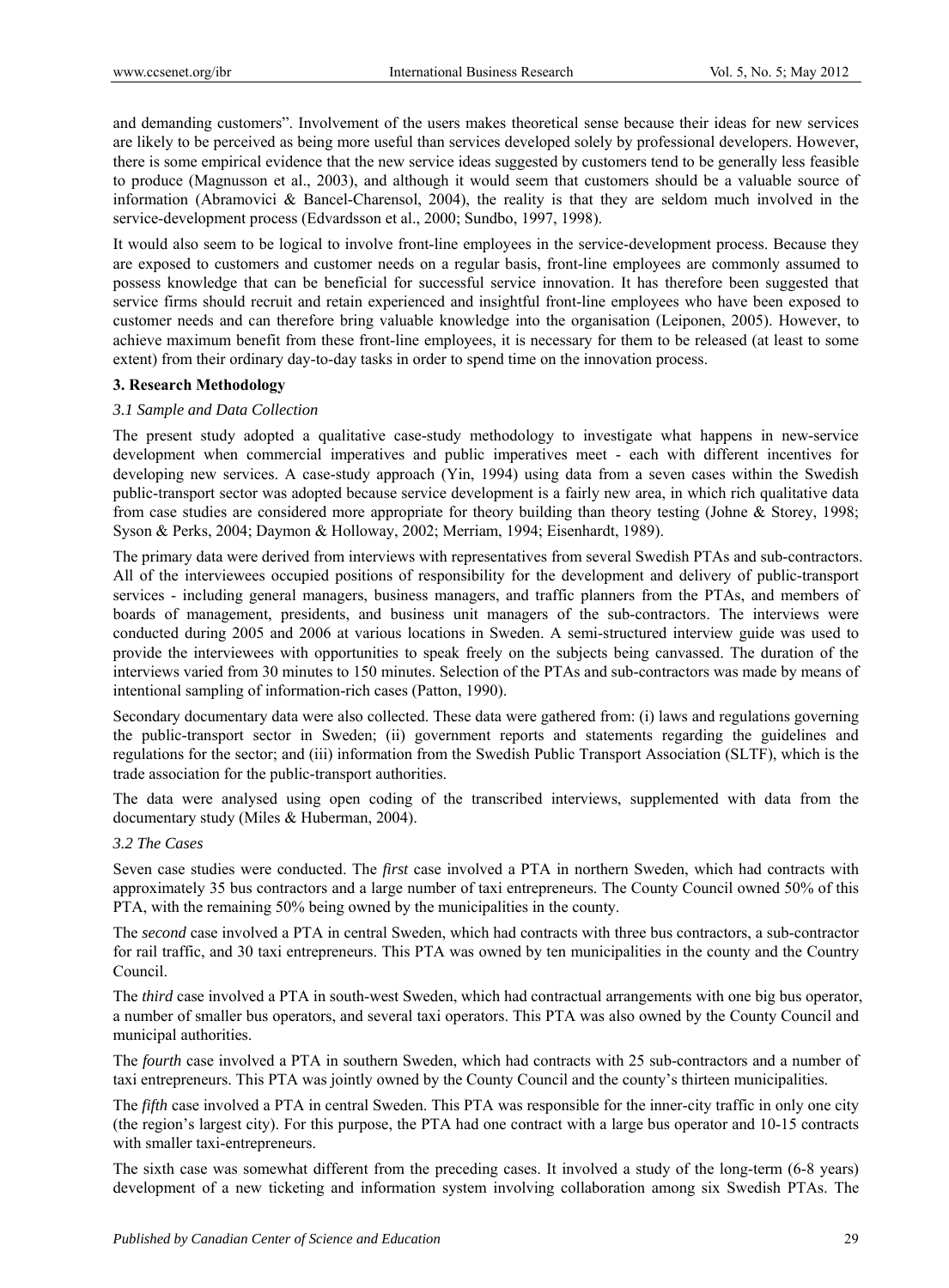and demanding customers". Involvement of the users makes theoretical sense because their ideas for new services are likely to be perceived as being more useful than services developed solely by professional developers. However, there is some empirical evidence that the new service ideas suggested by customers tend to be generally less feasible to produce (Magnusson et al., 2003), and although it would seem that customers should be a valuable source of information (Abramovici & Bancel-Charensol, 2004), the reality is that they are seldom much involved in the service-development process (Edvardsson et al., 2000; Sundbo, 1997, 1998).

It would also seem to be logical to involve front-line employees in the service-development process. Because they are exposed to customers and customer needs on a regular basis, front-line employees are commonly assumed to possess knowledge that can be beneficial for successful service innovation. It has therefore been suggested that service firms should recruit and retain experienced and insightful front-line employees who have been exposed to customer needs and can therefore bring valuable knowledge into the organisation (Leiponen, 2005). However, to achieve maximum benefit from these front-line employees, it is necessary for them to be released (at least to some extent) from their ordinary day-to-day tasks in order to spend time on the innovation process.

## 3. Research Methodology

### *3.1 Sample and Data Collection*

The present study adopted a qualitative case-study methodology to investigate what happens in new-service development when commercial imperatives and public imperatives meet - each with different incentives for developing new services. A case-study approach (Yin, 1994) using data from a seven cases within the Swedish public-transport sector was adopted because service development is a fairly new area, in which rich qualitative data from case studies are considered more appropriate for theory building than theory testing (Johne & Storey, 1998; Syson & Perks, 2004; Daymon & Holloway, 2002; Merriam, 1994; Eisenhardt, 1989).

The primary data were derived from interviews with representatives from several Swedish PTAs and sub-contractors. All of the interviewees occupied positions of responsibility for the development and delivery of public-transport services - including general managers, business managers, and traffic planners from the PTAs, and members of boards of management, presidents, and business unit managers of the sub-contractors. The interviews were conducted during 2005 and 2006 at various locations in Sweden. A semi-structured interview guide was used to provide the interviewees with opportunities to speak freely on the subjects being canvassed. The duration of the interviews varied from 30 minutes to 150 minutes. Selection of the PTAs and sub-contractors was made by means of intentional sampling of information-rich cases (Patton, 1990).

Secondary documentary data were also collected. These data were gathered from: (i) laws and regulations governing the public-transport sector in Sweden; (ii) government reports and statements regarding the guidelines and regulations for the sector; and (iii) information from the Swedish Public Transport Association (SLTF), which is the trade association for the public-transport authorities.

The data were analysed using open coding of the transcribed interviews, supplemented with data from the documentary study (Miles & Huberman, 2004).

### *3.2 The Cases*

Seven case studies were conducted. The *first* case involved a PTA in northern Sweden, which had contracts with approximately 35 bus contractors and a large number of taxi entrepreneurs. The County Council owned 50% of this PTA, with the remaining 50% being owned by the municipalities in the county.

The *second* case involved a PTA in central Sweden, which had contracts with three bus contractors, a sub-contractor for rail traffic, and 30 taxi entrepreneurs. This PTA was owned by ten municipalities in the county and the Country Council.

The *third* case involved a PTA in south-west Sweden, which had contractual arrangements with one big bus operator, a number of smaller bus operators, and several taxi operators. This PTA was also owned by the County Council and municipal authorities.

The *fourth* case involved a PTA in southern Sweden, which had contracts with 25 sub-contractors and a number of taxi entrepreneurs. This PTA was jointly owned by the County Council and the county's thirteen municipalities.

The *fifth* case involved a PTA in central Sweden. This PTA was responsible for the inner-city traffic in only one city (the region's largest city). For this purpose, the PTA had one contract with a large bus operator and 10-15 contracts with smaller taxi-entrepreneurs.

The sixth case was somewhat different from the preceding cases. It involved a study of the long-term (6-8 years) development of a new ticketing and information system involving collaboration among six Swedish PTAs. The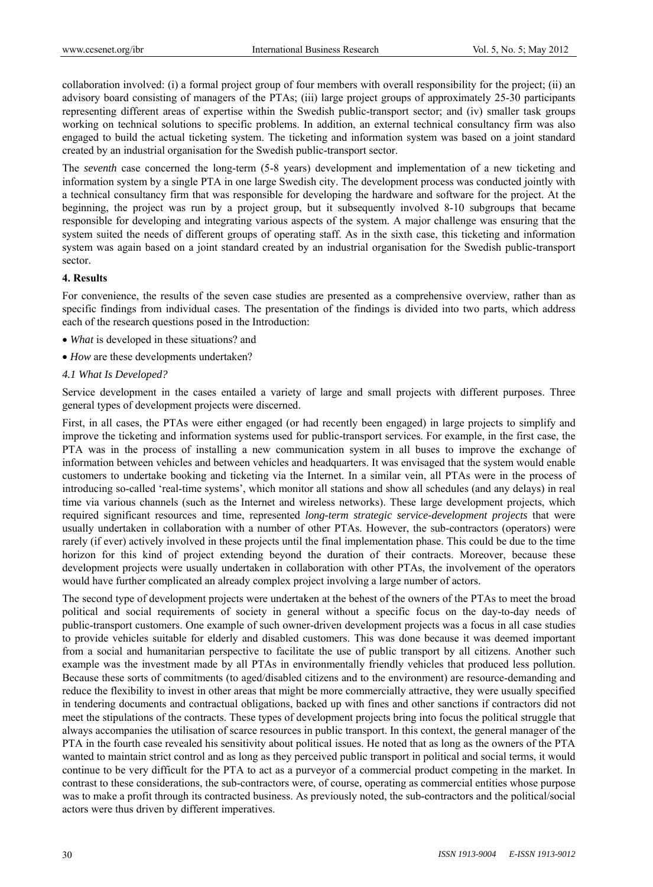collaboration involved: (i) a formal project group of four members with overall responsibility for the project; (ii) an advisory board consisting of managers of the PTAs; (iii) large project groups of approximately 25-30 participants representing different areas of expertise within the Swedish public-transport sector; and (iv) smaller task groups working on technical solutions to specific problems. In addition, an external technical consultancy firm was also engaged to build the actual ticketing system. The ticketing and information system was based on a joint standard created by an industrial organisation for the Swedish public-transport sector.

The *seventh* case concerned the long-term (5-8 years) development and implementation of a new ticketing and information system by a single PTA in one large Swedish city. The development process was conducted jointly with a technical consultancy firm that was responsible for developing the hardware and software for the project. At the beginning, the project was run by a project group, but it subsequently involved 8-10 subgroups that became responsible for developing and integrating various aspects of the system. A major challenge was ensuring that the system suited the needs of different groups of operating staff. As in the sixth case, this ticketing and information system was again based on a joint standard created by an industrial organisation for the Swedish public-transport sector.

**4. Results**

For convenience, the results of the seven case studies are presented as a comprehensive overview, rather than as specific findings from individual cases. The presentation of the findings is divided into two parts, which address each of the research questions posed in the Introduction:

- *What* is developed in these situations? and
- *How* are these developments undertaken?

*4.1 What Is Developed?*

Service development in the cases entailed a variety of large and small projects with different purposes. Three general types of development projects were discerned.

First, in all cases, the PTAs were either engaged (or had recently been engaged) in large projects to simplify and improve the ticketing and information systems used for public-transport services. For example, in the first case, the PTA was in the process of installing a new communication system in all buses to improve the exchange of information between vehicles and between vehicles and headquarters. It was envisaged that the system would enable customers to undertake booking and ticketing via the Internet. In a similar vein, all PTAs were in the process of introducing so-called 'real-time systems', which monitor all stations and show all schedules (and any delays) in real time via various channels (such as the Internet and wireless networks). These large development projects, which required significant resources and time, represented *long-term strategic service-development projects* that were usually undertaken in collaboration with a number of other PTAs. However, the sub-contractors (operators) were rarely (if ever) actively involved in these projects until the final implementation phase. This could be due to the time horizon for this kind of project extending beyond the duration of their contracts. Moreover, because these development projects were usually undertaken in collaboration with other PTAs, the involvement of the operators would have further complicated an already complex project involving a large number of actors.

The second type of development projects were undertaken at the behest of the owners of the PTAs to meet the broad political and social requirements of society in general without a specific focus on the day-to-day needs of public-transport customers. One example of such owner-driven development projects was a focus in all case studies to provide vehicles suitable for elderly and disabled customers. This was done because it was deemed important from a social and humanitarian perspective to facilitate the use of public transport by all citizens. Another such example was the investment made by all PTAs in environmentally friendly vehicles that produced less pollution. Because these sorts of commitments (to aged/disabled citizens and to the environment) are resource-demanding and reduce the flexibility to invest in other areas that might be more commercially attractive, they were usually specified in tendering documents and contractual obligations, backed up with fines and other sanctions if contractors did not meet the stipulations of the contracts. These types of development projects bring into focus the political struggle that always accompanies the utilisation of scarce resources in public transport. In this context, the general manager of the PTA in the fourth case revealed his sensitivity about political issues. He noted that as long as the owners of the PTA wanted to maintain strict control and as long as they perceived public transport in political and social terms, it would continue to be very difficult for the PTA to act as a purveyor of a commercial product competing in the market. In contrast to these considerations, the sub-contractors were, of course, operating as commercial entities whose purpose was to make a profit through its contracted business. As previously noted, the sub-contractors and the political/social actors were thus driven by different imperatives.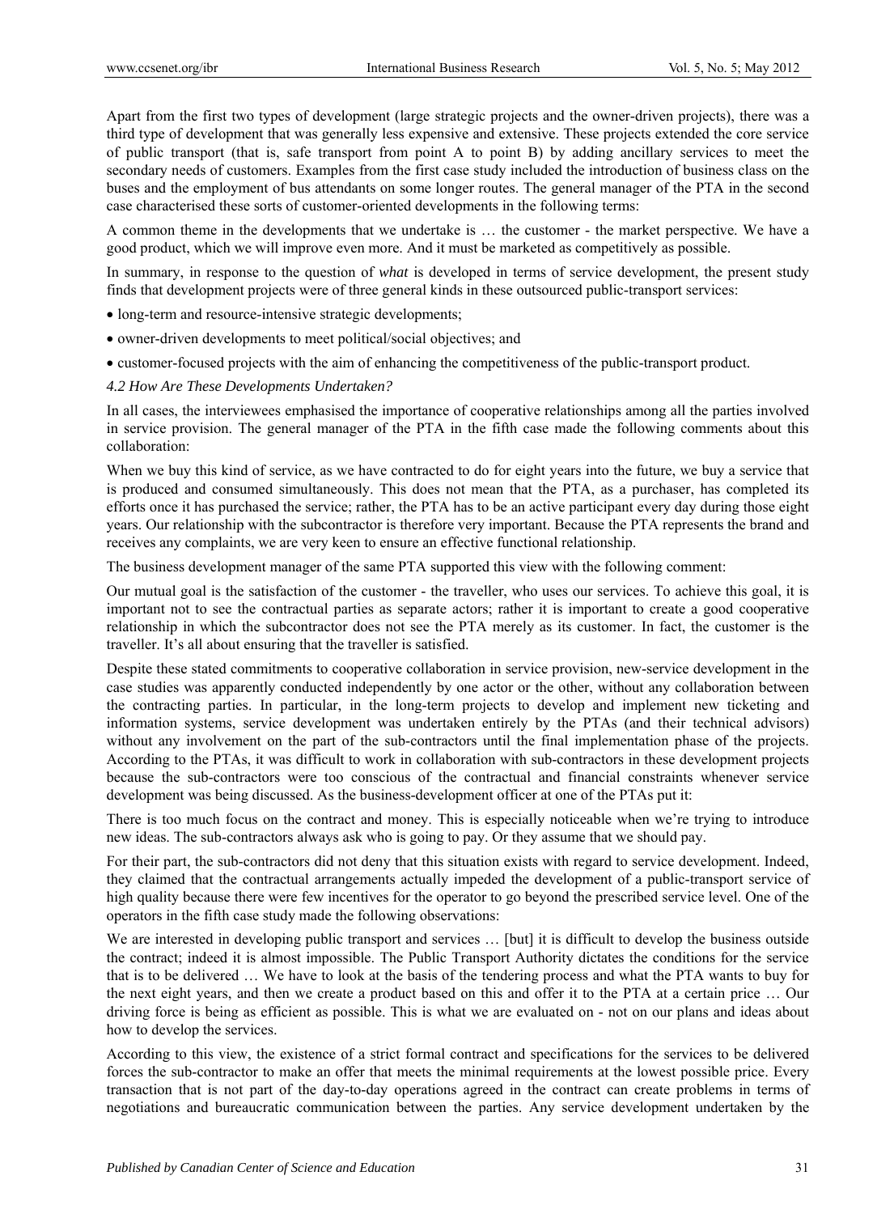Apart from the first two types of development (large strategic projects and the owner-driven projects), there was a third type of development that was generally less expensive and extensive. These projects extended the core service of public transport (that is, safe transport from point A to point B) by adding ancillary services to meet the secondary needs of customers. Examples from the first case study included the introduction of business class on the buses and the employment of bus attendants on some longer routes. The general manager of the PTA in the second case characterised these sorts of customer-oriented developments in the following terms:

A common theme in the developments that we undertake is … the customer - the market perspective. We have a good product, which we will improve even more. And it must be marketed as competitively as possible.

In summary, in response to the question of *what* is developed in terms of service development, the present study finds that development projects were of three general kinds in these outsourced public-transport services:

- long-term and resource-intensive strategic developments;
- owner-driven developments to meet political/social objectives; and
- customer-focused projects with the aim of enhancing the competitiveness of the public-transport product.

### *4.2 How Are These Developments Undertaken?*

In all cases, the interviewees emphasised the importance of cooperative relationships among all the parties involved in service provision. The general manager of the PTA in the fifth case made the following comments about this collaboration:

When we buy this kind of service, as we have contracted to do for eight years into the future, we buy a service that is produced and consumed simultaneously. This does not mean that the PTA, as a purchaser, has completed its efforts once it has purchased the service; rather, the PTA has to be an active participant every day during those eight years. Our relationship with the subcontractor is therefore very important. Because the PTA represents the brand and receives any complaints, we are very keen to ensure an effective functional relationship.

The business development manager of the same PTA supported this view with the following comment:

Our mutual goal is the satisfaction of the customer - the traveller, who uses our services. To achieve this goal, it is important not to see the contractual parties as separate actors; rather it is important to create a good cooperative relationship in which the subcontractor does not see the PTA merely as its customer. In fact, the customer is the traveller. It's all about ensuring that the traveller is satisfied.

Despite these stated commitments to cooperative collaboration in service provision, new-service development in the case studies was apparently conducted independently by one actor or the other, without any collaboration between the contracting parties. In particular, in the long-term projects to develop and implement new ticketing and information systems, service development was undertaken entirely by the PTAs (and their technical advisors) without any involvement on the part of the sub-contractors until the final implementation phase of the projects. According to the PTAs, it was difficult to work in collaboration with sub-contractors in these development projects because the sub-contractors were too conscious of the contractual and financial constraints whenever service development was being discussed. As the business-development officer at one of the PTAs put it:

There is too much focus on the contract and money. This is especially noticeable when we're trying to introduce new ideas. The sub-contractors always ask who is going to pay. Or they assume that we should pay.

For their part, the sub-contractors did not deny that this situation exists with regard to service development. Indeed, they claimed that the contractual arrangements actually impeded the development of a public-transport service of high quality because there were few incentives for the operator to go beyond the prescribed service level. One of the operators in the fifth case study made the following observations:

We are interested in developing public transport and services … [but] it is difficult to develop the business outside the contract; indeed it is almost impossible. The Public Transport Authority dictates the conditions for the service that is to be delivered … We have to look at the basis of the tendering process and what the PTA wants to buy for the next eight years, and then we create a product based on this and offer it to the PTA at a certain price … Our driving force is being as efficient as possible. This is what we are evaluated on - not on our plans and ideas about how to develop the services.

According to this view, the existence of a strict formal contract and specifications for the services to be delivered forces the sub-contractor to make an offer that meets the minimal requirements at the lowest possible price. Every transaction that is not part of the day-to-day operations agreed in the contract can create problems in terms of negotiations and bureaucratic communication between the parties. Any service development undertaken by the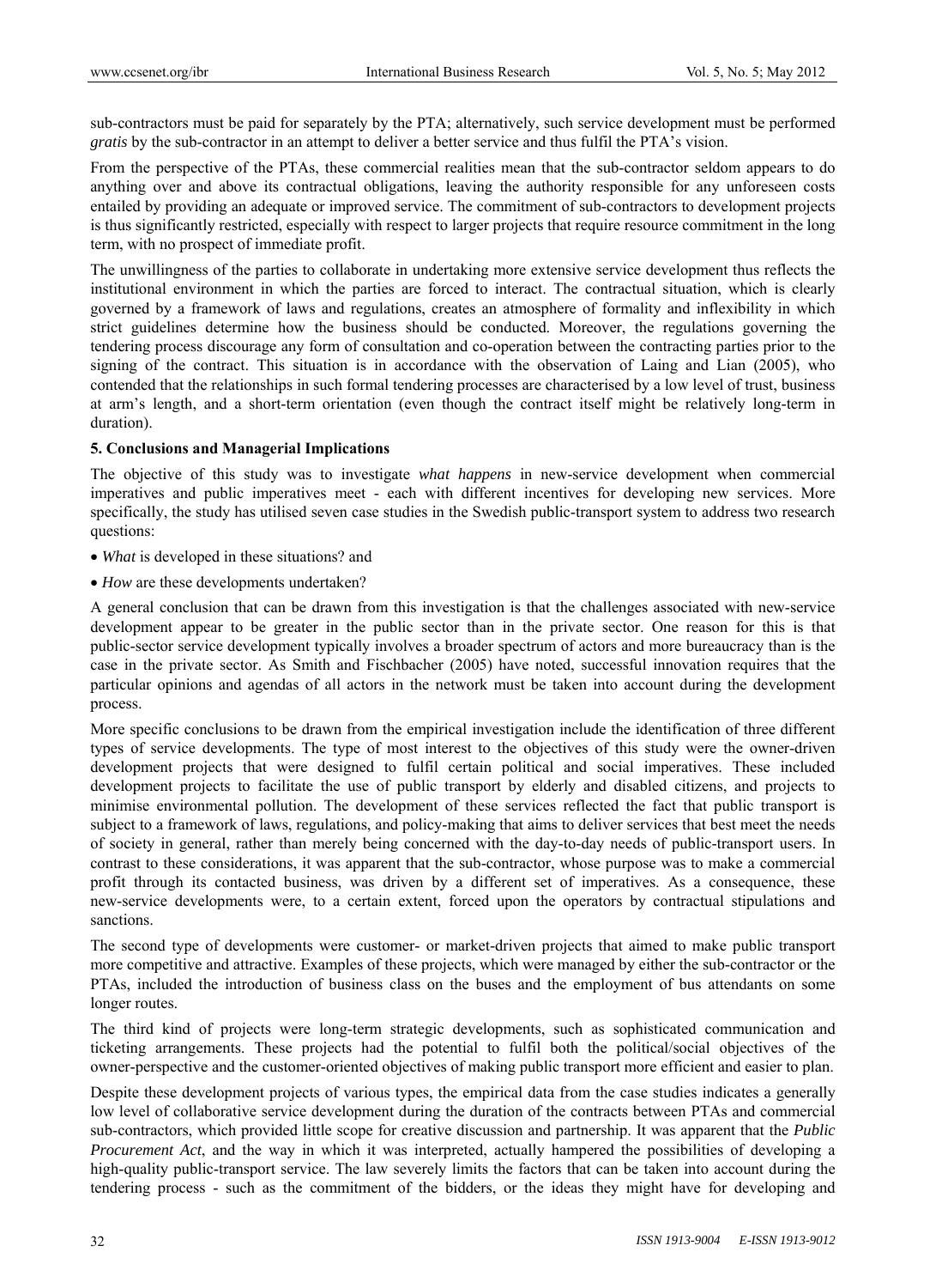sub-contractors must be paid for separately by the PTA; alternatively, such service development must be performed *gratis* by the sub-contractor in an attempt to deliver a better service and thus fulfil the PTA's vision.

From the perspective of the PTAs, these commercial realities mean that the sub-contractor seldom appears to do anything over and above its contractual obligations, leaving the authority responsible for any unforeseen costs entailed by providing an adequate or improved service. The commitment of sub-contractors to development projects is thus significantly restricted, especially with respect to larger projects that require resource commitment in the long term, with no prospect of immediate profit.

The unwillingness of the parties to collaborate in undertaking more extensive service development thus reflects the institutional environment in which the parties are forced to interact. The contractual situation, which is clearly governed by a framework of laws and regulations, creates an atmosphere of formality and inflexibility in which strict guidelines determine how the business should be conducted. Moreover, the regulations governing the tendering process discourage any form of consultation and co-operation between the contracting parties prior to the signing of the contract. This situation is in accordance with the observation of Laing and Lian (2005), who contended that the relationships in such formal tendering processes are characterised by a low level of trust, business at arm's length, and a short-term orientation (even though the contract itself might be relatively long-term in duration).

## 5. Conclusions and Managerial Implications

The objective of this study was to investigate *what happens* in new-service development when commercial imperatives and public imperatives meet - each with different incentives for developing new services. More specifically, the study has utilised seven case studies in the Swedish public-transport system to address two research questions:

- *What* is developed in these situations? and
- *How* are these developments undertaken?

A general conclusion that can be drawn from this investigation is that the challenges associated with new-service development appear to be greater in the public sector than in the private sector. One reason for this is that public-sector service development typically involves a broader spectrum of actors and more bureaucracy than is the case in the private sector. As Smith and Fischbacher (2005) have noted, successful innovation requires that the particular opinions and agendas of all actors in the network must be taken into account during the development process.

More specific conclusions to be drawn from the empirical investigation include the identification of three different types of service developments. The type of most interest to the objectives of this study were the owner-driven development projects that were designed to fulfil certain political and social imperatives. These included development projects to facilitate the use of public transport by elderly and disabled citizens, and projects to minimise environmental pollution. The development of these services reflected the fact that public transport is subject to a framework of laws, regulations, and policy-making that aims to deliver services that best meet the needs of society in general, rather than merely being concerned with the day-to-day needs of public-transport users. In contrast to these considerations, it was apparent that the sub-contractor, whose purpose was to make a commercial profit through its contacted business, was driven by a different set of imperatives. As a consequence, these new-service developments were, to a certain extent, forced upon the operators by contractual stipulations and sanctions.

The second type of developments were customer- or market-driven projects that aimed to make public transport more competitive and attractive. Examples of these projects, which were managed by either the sub-contractor or the PTAs, included the introduction of business class on the buses and the employment of bus attendants on some longer routes.

The third kind of projects were long-term strategic developments, such as sophisticated communication and ticketing arrangements. These projects had the potential to fulfil both the political/social objectives of the owner-perspective and the customer-oriented objectives of making public transport more efficient and easier to plan.

Despite these development projects of various types, the empirical data from the case studies indicates a generally low level of collaborative service development during the duration of the contracts between PTAs and commercial sub-contractors, which provided little scope for creative discussion and partnership. It was apparent that the *Public Procurement Act*, and the way in which it was interpreted, actually hampered the possibilities of developing a high-quality public-transport service. The law severely limits the factors that can be taken into account during the tendering process - such as the commitment of the bidders, or the ideas they might have for developing and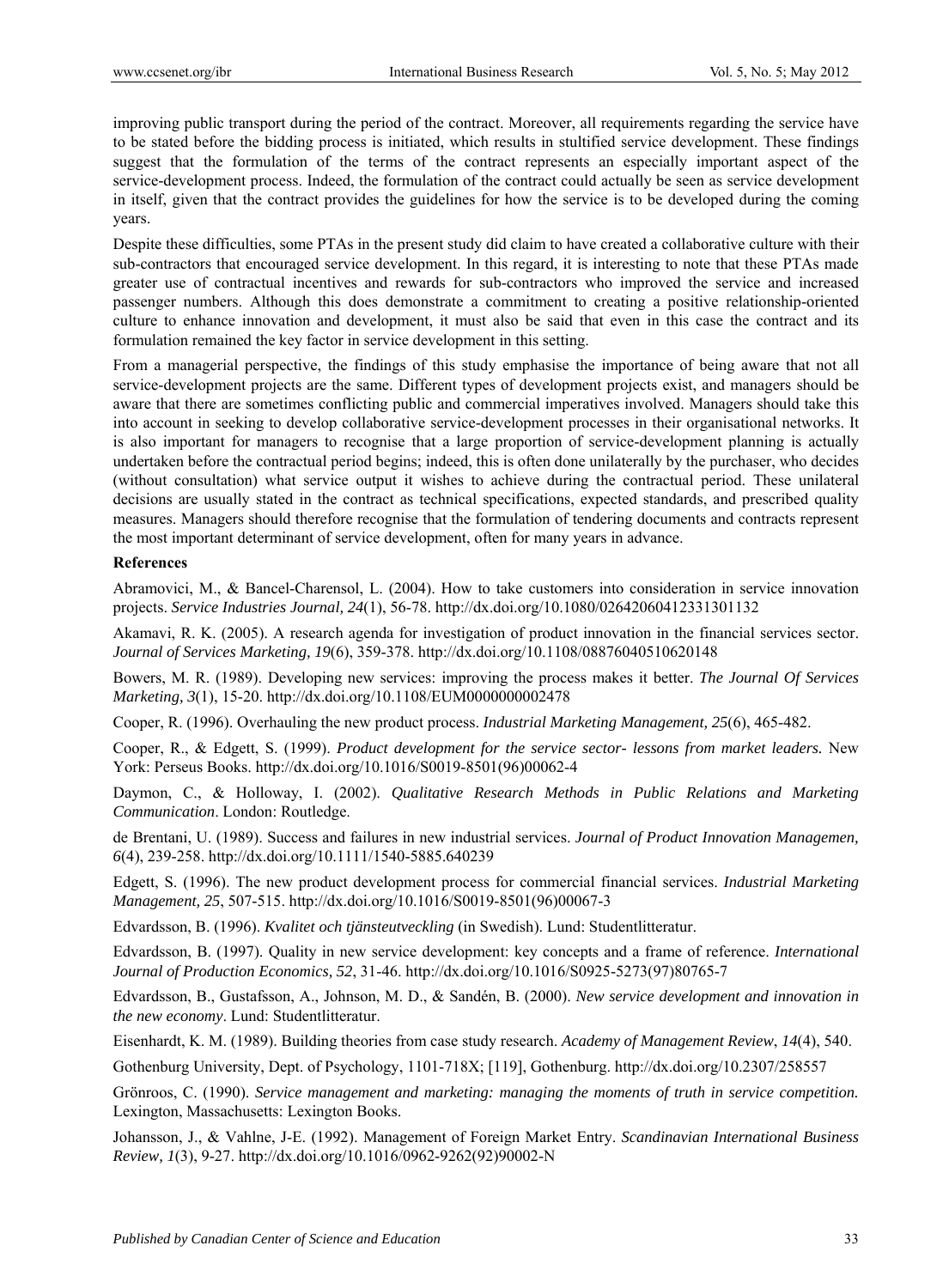improving public transport during the period of the contract. Moreover, all requirements regarding the service have to be stated before the bidding process is initiated, which results in stultified service development. These findings suggest that the formulation of the terms of the contract represents an especially important aspect of the service-development process. Indeed, the formulation of the contract could actually be seen as service development in itself, given that the contract provides the guidelines for how the service is to be developed during the coming years.

Despite these difficulties, some PTAs in the present study did claim to have created a collaborative culture with their sub-contractors that encouraged service development. In this regard, it is interesting to note that these PTAs made greater use of contractual incentives and rewards for sub-contractors who improved the service and increased passenger numbers. Although this does demonstrate a commitment to creating a positive relationship-oriented culture to enhance innovation and development, it must also be said that even in this case the contract and its formulation remained the key factor in service development in this setting.

From a managerial perspective, the findings of this study emphasise the importance of being aware that not all service-development projects are the same. Different types of development projects exist, and managers should be aware that there are sometimes conflicting public and commercial imperatives involved. Managers should take this into account in seeking to develop collaborative service-development processes in their organisational networks. It is also important for managers to recognise that a large proportion of service-development planning is actually undertaken before the contractual period begins; indeed, this is often done unilaterally by the purchaser, who decides (without consultation) what service output it wishes to achieve during the contractual period. These unilateral decisions are usually stated in the contract as technical specifications, expected standards, and prescribed quality measures. Managers should therefore recognise that the formulation of tendering documents and contracts represent the most important determinant of service development, often for many years in advance.

**References**

Abramovici, M., & Bancel-Charensol, L. (2004). How to take customers into consideration in service innovation projects. *Service Industries Journal, 24*(1), 56-78. http://dx.doi.org/10.1080/02642060412331301132

Akamavi, R. K. (2005). A research agenda for investigation of product innovation in the financial services sector. *Journal of Services Marketing, 19*(6), 359-378. http://dx.doi.org/10.1108/08876040510620148

Bowers, M. R. (1989). Developing new services: improving the process makes it better. *The Journal Of Services Marketing, 3*(1), 15-20. http://dx.doi.org/10.1108/EUM0000000002478

Cooper, R. (1996). Overhauling the new product process. *Industrial Marketing Management, 25*(6), 465-482.

Cooper, R., & Edgett, S. (1999). *Product development for the service sector- lessons from market leaders.* New York: Perseus Books. http://dx.doi.org/10.1016/S0019-8501(96)00062-4

Daymon, C., & Holloway, I. (2002). *Qualitative Research Methods in Public Relations and Marketing Communication*. London: Routledge.

de Brentani, U. (1989). Success and failures in new industrial services. *Journal of Product Innovation Managemen, 6*(4), 239-258. http://dx.doi.org/10.1111/1540-5885.640239

Edgett, S. (1996). The new product development process for commercial financial services. *Industrial Marketing Management, 25*, 507-515. http://dx.doi.org/10.1016/S0019-8501(96)00067-3

Edvardsson, B. (1996). *Kvalitet och tjänsteutveckling* (in Swedish). Lund: Studentlitteratur.

Edvardsson, B. (1997). Quality in new service development: key concepts and a frame of reference. *International Journal of Production Economics, 52*, 31-46. http://dx.doi.org/10.1016/S0925-5273(97)80765-7

Edvardsson, B., Gustafsson, A., Johnson, M. D., & Sandén, B. (2000). *New service development and innovation in the new economy*. Lund: Studentlitteratur.

Eisenhardt, K. M. (1989). Building theories from case study research. *Academy of Management Review*, *14*(4), 540.

Gothenburg University, Dept. of Psychology, 1101-718X; [119], Gothenburg. http://dx.doi.org/10.2307/258557

Grönroos, C. (1990). *Service management and marketing: managing the moments of truth in service competition.* Lexington, Massachusetts: Lexington Books.

Johansson, J., & Vahlne, J-E. (1992). Management of Foreign Market Entry. *Scandinavian International Business Review, 1*(3), 9-27. http://dx.doi.org/10.1016/0962-9262(92)90002-N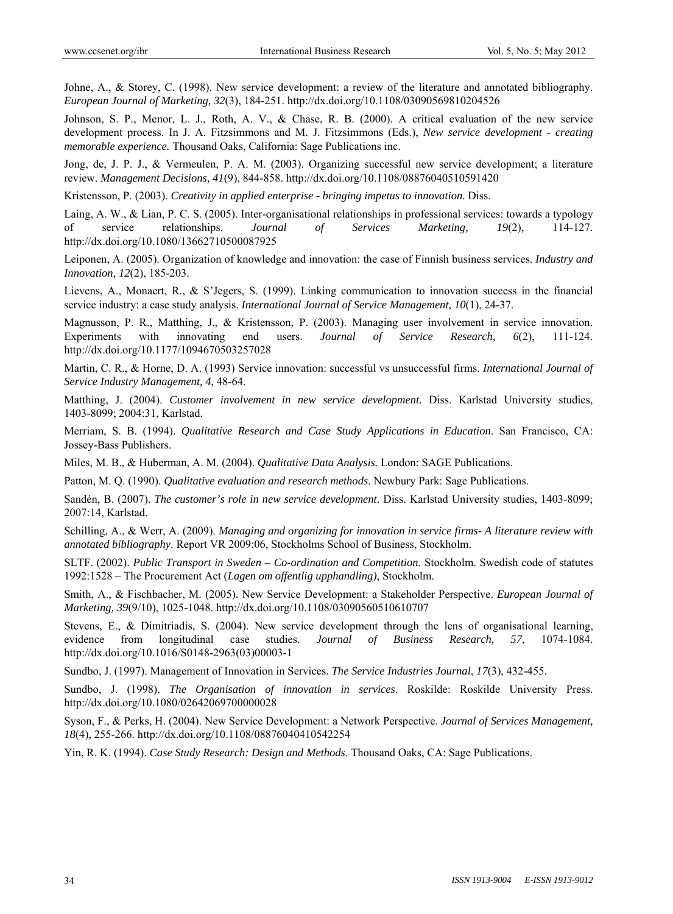Johne, A., & Storey, C. (1998). New service development: a review of the literature and annotated bibliography. *European Journal of Marketing, 32*(3), 184-251. http://dx.doi.org/10.1108/03090569810204526

Johnson, S. P., Menor, L. J., Roth, A. V., & Chase, R. B. (2000). A critical evaluation of the new service development process. In J. A. Fitzsimmons and M. J. Fitzsimmons (Eds.), *New service development - creating memorable experience.* Thousand Oaks, California: Sage Publications inc.

Jong, de, J. P. J., & Vermeulen, P. A. M. (2003). Organizing successful new service development; a literature review. *Management Decisions, 41*(9), 844-858. http://dx.doi.org/10.1108/08876040510591420

Kristensson, P. (2003). *Creativity in applied enterprise - bringing impetus to innovation.* Diss.

Laing, A. W., & Lian, P. C. S. (2005). Inter-organisational relationships in professional services: towards a typology of service relationships. *Journal of Services Marketing, 19*(2), 114-127. http://dx.doi.org/10.1080/13662710500087925

Leiponen, A. (2005). Organization of knowledge and innovation: the case of Finnish business services. *Industry and Innovation, 12*(2), 185-203.

Lievens, A., Monaert, R., & S'Jegers, S. (1999). Linking communication to innovation success in the financial service industry: a case study analysis. *International Journal of Service Management, 10*(1), 24-37.

Magnusson, P. R., Matthing, J., & Kristensson, P. (2003). Managing user involvement in service innovation. Experiments with innovating end users. *Journal of Service Research, 6*(2), 111-124. http://dx.doi.org/10.1177/1094670503257028

Martin, C. R., & Horne, D. A. (1993) Service innovation: successful vs unsuccessful firms. *International Journal of Service Industry Management, 4*, 48-64.

Matthing, J. (2004). *Customer involvement in new service development*. Diss. Karlstad University studies, 1403-8099; 2004:31, Karlstad.

Merriam, S. B. (1994). *Qualitative Research and Case Study Applications in Education*. San Francisco, CA: Jossey-Bass Publishers.

Miles, M. B., & Huberman, A. M. (2004). *Qualitative Data Analysis.* London: SAGE Publications.

Patton, M. Q. (1990). *Qualitative evaluation and research methods*. Newbury Park: Sage Publications.

Sandén, B. (2007). *The customer's role in new service development*. Diss. Karlstad University studies, 1403-8099; 2007:14, Karlstad.

Schilling, A., & Werr, A. (2009). *Managing and organizing for innovation in service firms- A literature review with annotated bibliography*. Report VR 2009:06, Stockholms School of Business, Stockholm.

SLTF. (2002). *Public Transport in Sweden – Co-ordination and Competition.* Stockholm. Swedish code of statutes 1992:1528 – The Procurement Act (*Lagen om offentlig upphandling)*, Stockholm.

Smith, A., & Fischbacher, M. (2005). New Service Development: a Stakeholder Perspective. *European Journal of Marketing, 39*(9/10), 1025-1048. http://dx.doi.org/10.1108/03090560510610707

Stevens, E., & Dimitriadis, S. (2004). New service development through the lens of organisational learning, evidence from longitudinal case studies. *Journal of Business Research, 57*, 1074-1084. http://dx.doi.org/10.1016/S0148-2963(03)00003-1

Sundbo, J. (1997). Management of Innovation in Services. *The Service Industries Journal*, *17*(3), 432-455.

Sundbo, J. (1998). *The Organisation of innovation in services*. Roskilde: Roskilde University Press. http://dx.doi.org/10.1080/02642069700000028

Syson, F., & Perks, H. (2004). New Service Development: a Network Perspective. *Journal of Services Management, 18*(4), 255-266. http://dx.doi.org/10.1108/08876040410542254

Yin, R. K. (1994). *Case Study Research: Design and Methods*. Thousand Oaks, CA: Sage Publications.